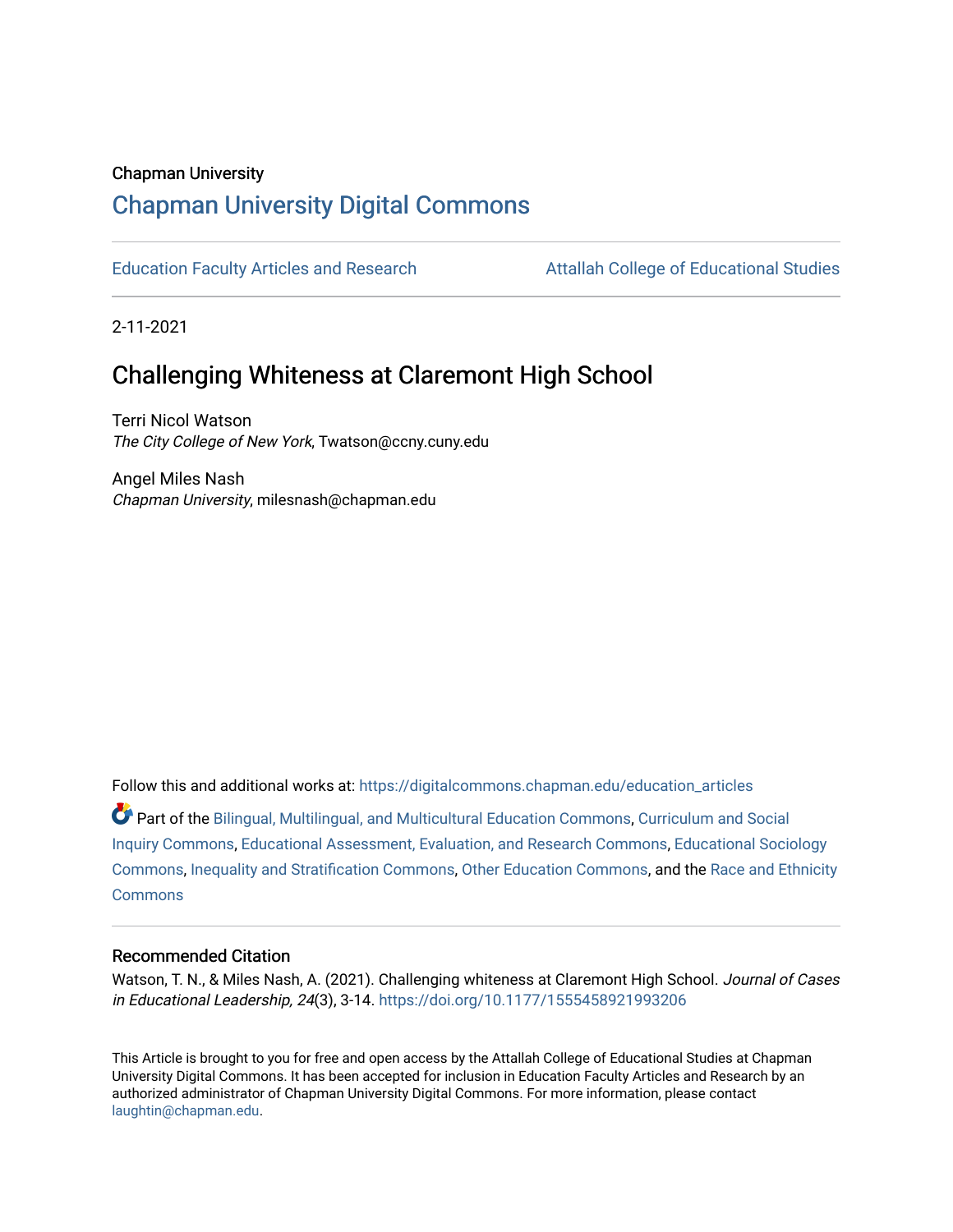Chapman University

## Chapman University Digital Commons

Education Faculty Articles and Research

Attallah College of Educational Studies

2-11-2021

# Challenging Whiteness at Claremont High School

Terri Nicol Watson
*The City College of New York*, Twatson@ccny.cuny.edu

Angel Miles Nash
*Chapman University*, milesnash@chapman.edu

Follow this and additional works at: https://digitalcommons.chapman.edu/education_articles

Part of the Bilingual, Multilingual, and Multicultural Education Commons, Curriculum and Social Inquiry Commons, Educational Assessment, Evaluation, and Research Commons, Educational Sociology Commons, Inequality and Stratification Commons, Other Education Commons, and the Race and Ethnicity Commons

### Recommended Citation

Watson, T. N., & Miles Nash, A. (2021). Challenging whiteness at Claremont High School. *Journal of Cases in Educational Leadership, 24*(3), 3-14. https://doi.org/10.1177/1555458921993206

This Article is brought to you for free and open access by the Attallah College of Educational Studies at Chapman University Digital Commons. It has been accepted for inclusion in Education Faculty Articles and Research by an authorized administrator of Chapman University Digital Commons. For more information, please contact laughtin@chapman.edu.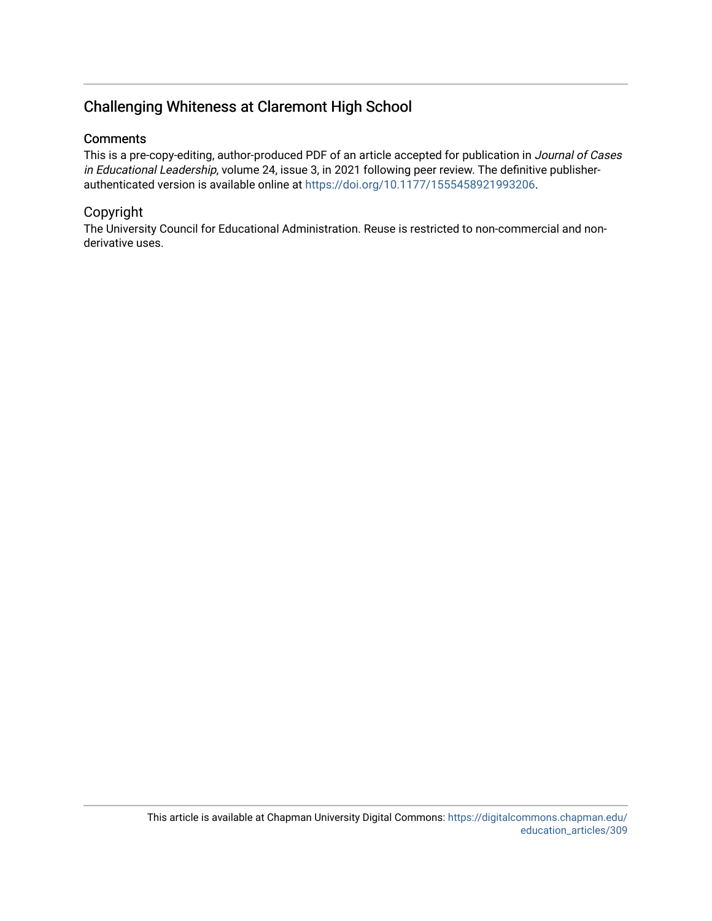## Challenging Whiteness at Claremont High School

### Comments

This is a pre-copy-editing, author-produced PDF of an article accepted for publication in *Journal of Cases in Educational Leadership*, volume 24, issue 3, in 2021 following peer review. The definitive publisher-authenticated version is available online at https://doi.org/10.1177/1555458921993206.

### Copyright

The University Council for Educational Administration. Reuse is restricted to non-commercial and non-derivative uses.

This article is available at Chapman University Digital Commons: https://digitalcommons.chapman.edu/education_articles/309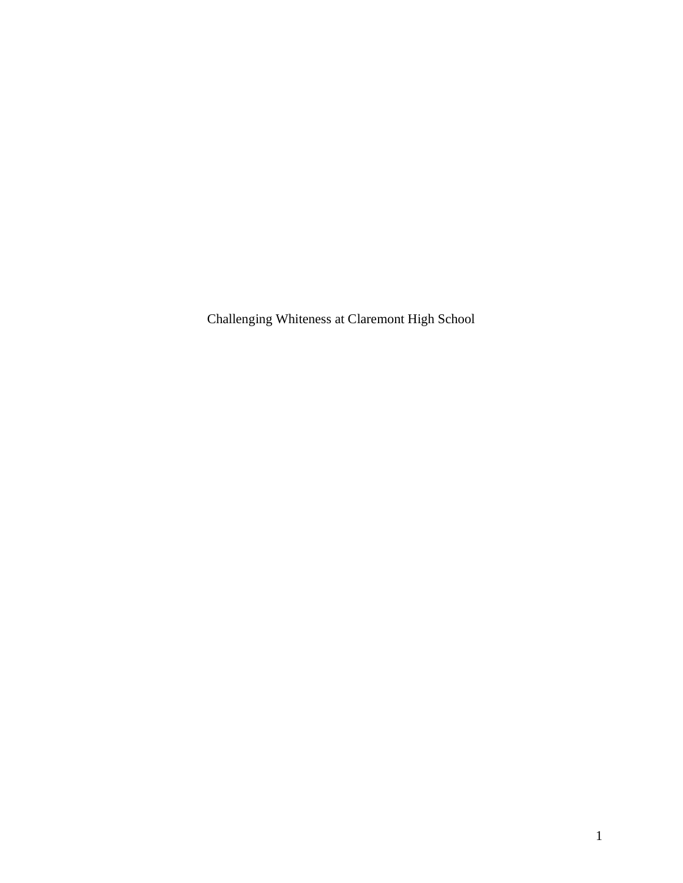Challenging Whiteness at Claremont High School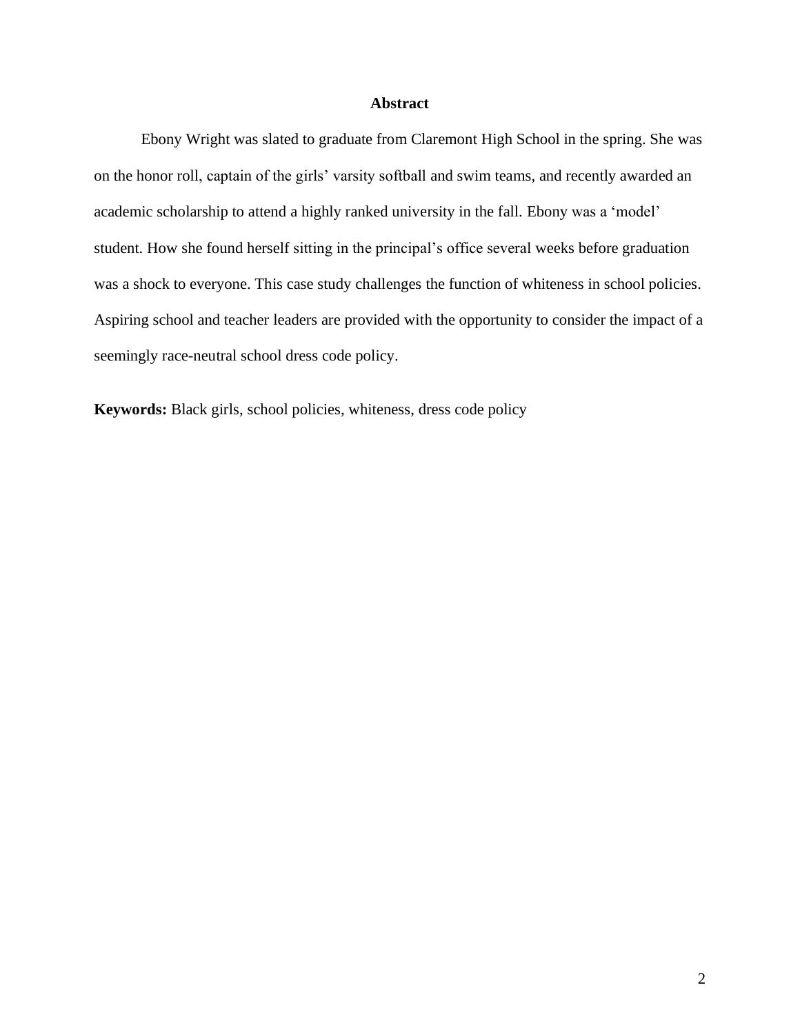# Abstract

Ebony Wright was slated to graduate from Claremont High School in the spring. She was on the honor roll, captain of the girls' varsity softball and swim teams, and recently awarded an academic scholarship to attend a highly ranked university in the fall. Ebony was a 'model' student. How she found herself sitting in the principal's office several weeks before graduation was a shock to everyone. This case study challenges the function of whiteness in school policies. Aspiring school and teacher leaders are provided with the opportunity to consider the impact of a seemingly race-neutral school dress code policy.

**Keywords:** Black girls, school policies, whiteness, dress code policy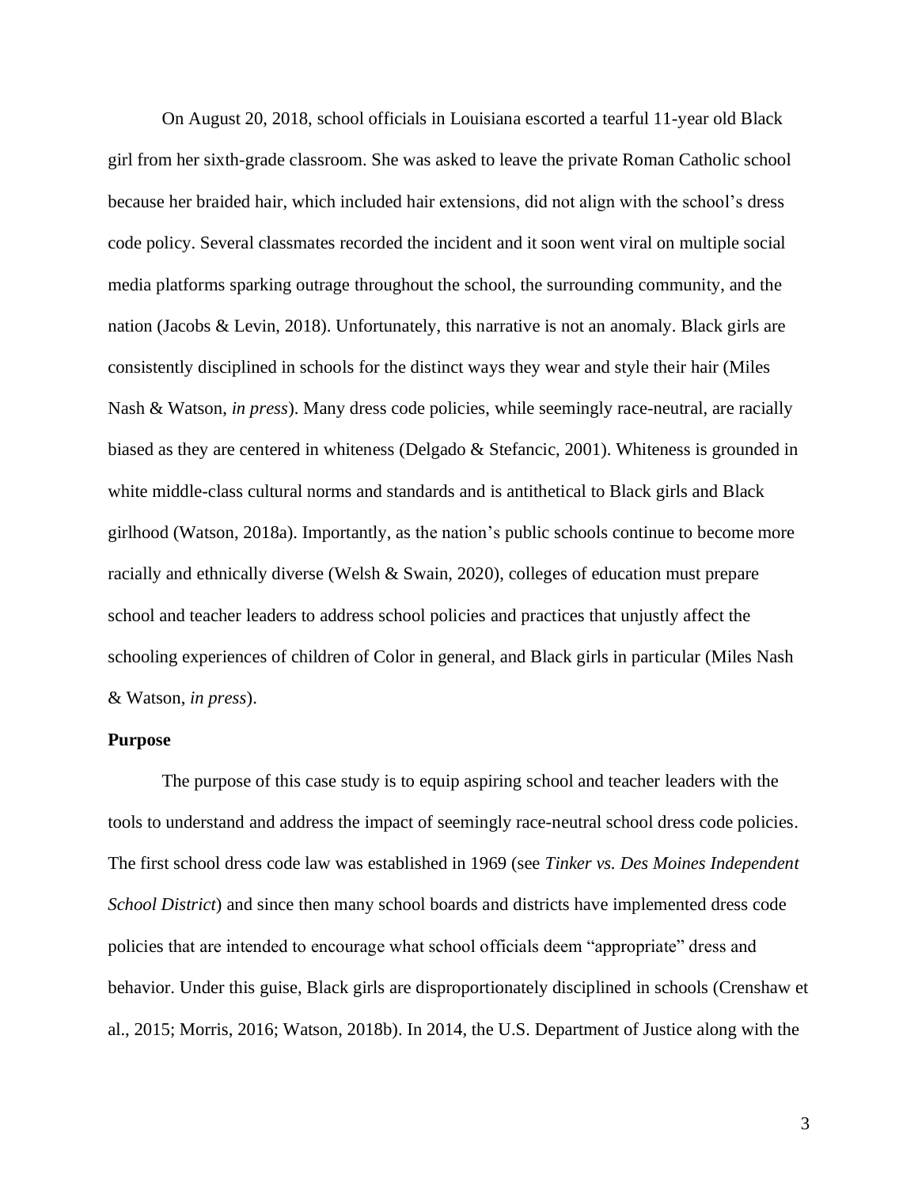On August 20, 2018, school officials in Louisiana escorted a tearful 11-year old Black girl from her sixth-grade classroom. She was asked to leave the private Roman Catholic school because her braided hair, which included hair extensions, did not align with the school's dress code policy. Several classmates recorded the incident and it soon went viral on multiple social media platforms sparking outrage throughout the school, the surrounding community, and the nation (Jacobs & Levin, 2018). Unfortunately, this narrative is not an anomaly. Black girls are consistently disciplined in schools for the distinct ways they wear and style their hair (Miles Nash & Watson, *in press*). Many dress code policies, while seemingly race-neutral, are racially biased as they are centered in whiteness (Delgado & Stefancic, 2001). Whiteness is grounded in white middle-class cultural norms and standards and is antithetical to Black girls and Black girlhood (Watson, 2018a). Importantly, as the nation's public schools continue to become more racially and ethnically diverse (Welsh & Swain, 2020), colleges of education must prepare school and teacher leaders to address school policies and practices that unjustly affect the schooling experiences of children of Color in general, and Black girls in particular (Miles Nash & Watson, *in press*).

**Purpose**

The purpose of this case study is to equip aspiring school and teacher leaders with the tools to understand and address the impact of seemingly race-neutral school dress code policies. The first school dress code law was established in 1969 (see *Tinker vs. Des Moines Independent School District*) and since then many school boards and districts have implemented dress code policies that are intended to encourage what school officials deem "appropriate" dress and behavior. Under this guise, Black girls are disproportionately disciplined in schools (Crenshaw et al., 2015; Morris, 2016; Watson, 2018b). In 2014, the U.S. Department of Justice along with the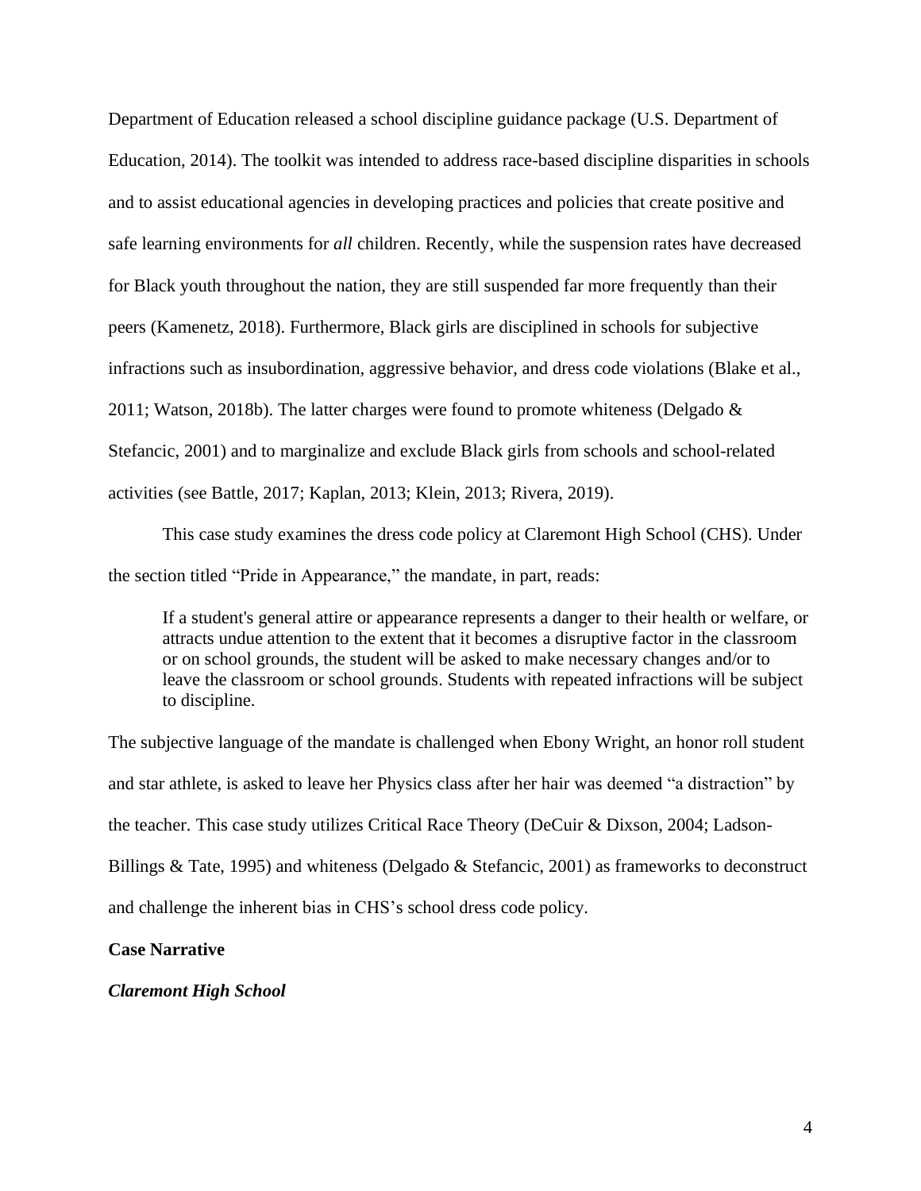Department of Education released a school discipline guidance package (U.S. Department of Education, 2014). The toolkit was intended to address race-based discipline disparities in schools and to assist educational agencies in developing practices and policies that create positive and safe learning environments for *all* children. Recently, while the suspension rates have decreased for Black youth throughout the nation, they are still suspended far more frequently than their peers (Kamenetz, 2018). Furthermore, Black girls are disciplined in schools for subjective infractions such as insubordination, aggressive behavior, and dress code violations (Blake et al., 2011; Watson, 2018b). The latter charges were found to promote whiteness (Delgado & Stefancic, 2001) and to marginalize and exclude Black girls from schools and school-related activities (see Battle, 2017; Kaplan, 2013; Klein, 2013; Rivera, 2019).

This case study examines the dress code policy at Claremont High School (CHS). Under the section titled "Pride in Appearance," the mandate, in part, reads:

> If a student's general attire or appearance represents a danger to their health or welfare, or attracts undue attention to the extent that it becomes a disruptive factor in the classroom or on school grounds, the student will be asked to make necessary changes and/or to leave the classroom or school grounds. Students with repeated infractions will be subject to discipline.

The subjective language of the mandate is challenged when Ebony Wright, an honor roll student and star athlete, is asked to leave her Physics class after her hair was deemed "a distraction" by the teacher. This case study utilizes Critical Race Theory (DeCuir & Dixson, 2004; Ladson-Billings & Tate, 1995) and whiteness (Delgado & Stefancic, 2001) as frameworks to deconstruct and challenge the inherent bias in CHS's school dress code policy.

## Case Narrative

### *Claremont High School*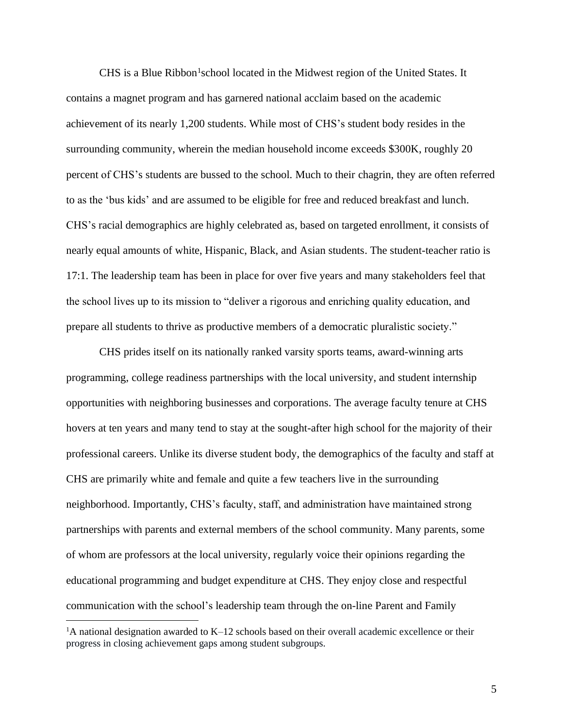CHS is a Blue Ribbon[1] school located in the Midwest region of the United States. It contains a magnet program and has garnered national acclaim based on the academic achievement of its nearly 1,200 students. While most of CHS's student body resides in the surrounding community, wherein the median household income exceeds $300K, roughly 20 percent of CHS's students are bussed to the school. Much to their chagrin, they are often referred to as the 'bus kids' and are assumed to be eligible for free and reduced breakfast and lunch. CHS's racial demographics are highly celebrated as, based on targeted enrollment, it consists of nearly equal amounts of white, Hispanic, Black, and Asian students. The student-teacher ratio is 17:1. The leadership team has been in place for over five years and many stakeholders feel that the school lives up to its mission to "deliver a rigorous and enriching quality education, and prepare all students to thrive as productive members of a democratic pluralistic society."

CHS prides itself on its nationally ranked varsity sports teams, award-winning arts programming, college readiness partnerships with the local university, and student internship opportunities with neighboring businesses and corporations. The average faculty tenure at CHS hovers at ten years and many tend to stay at the sought-after high school for the majority of their professional careers. Unlike its diverse student body, the demographics of the faculty and staff at CHS are primarily white and female and quite a few teachers live in the surrounding neighborhood. Importantly, CHS's faculty, staff, and administration have maintained strong partnerships with parents and external members of the school community. Many parents, some of whom are professors at the local university, regularly voice their opinions regarding the educational programming and budget expenditure at CHS. They enjoy close and respectful communication with the school's leadership team through the on-line Parent and Family

[1]A national designation awarded to K–12 schools based on their overall academic excellence or their progress in closing achievement gaps among student subgroups.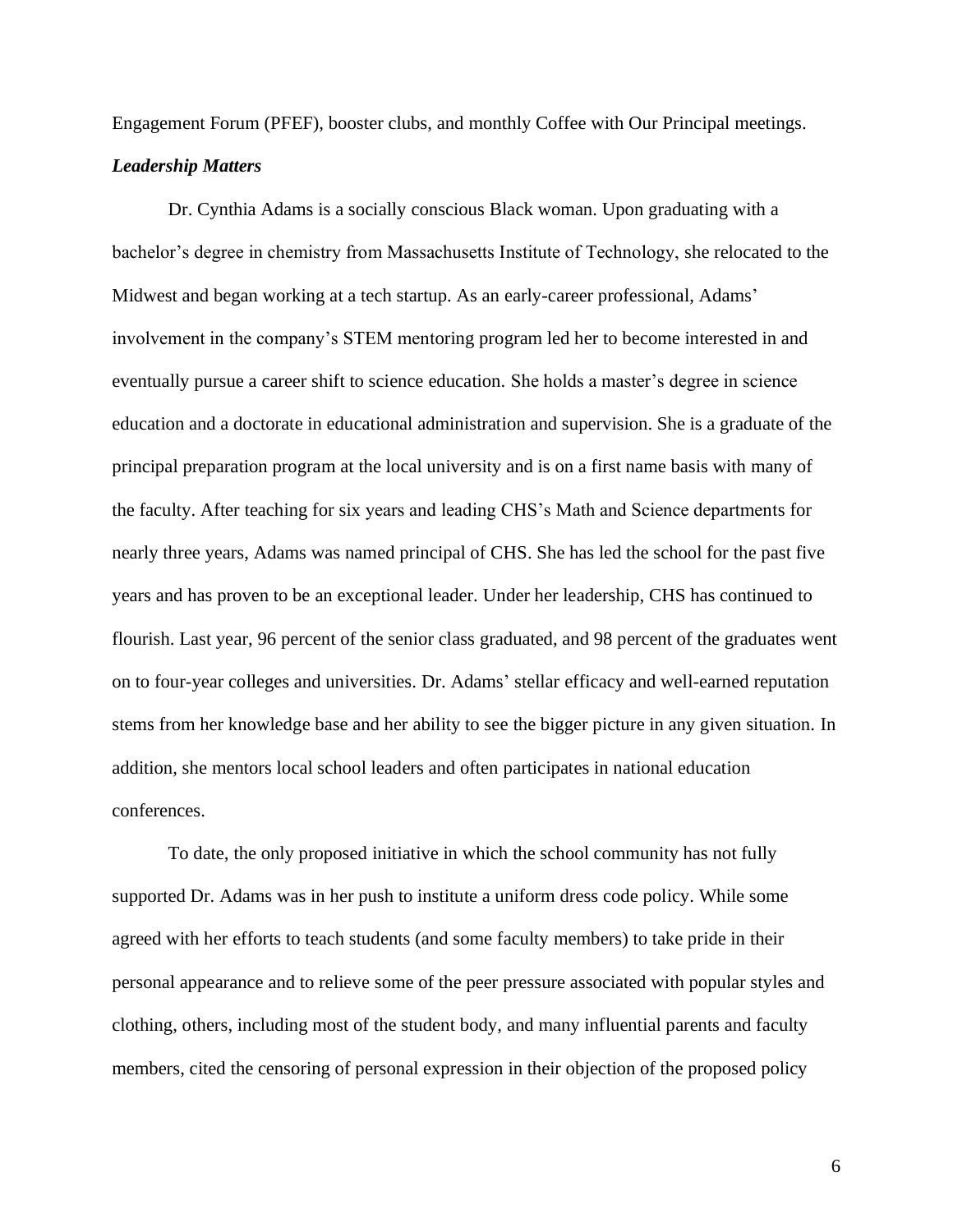Engagement Forum (PFEF), booster clubs, and monthly Coffee with Our Principal meetings.

***Leadership Matters***

Dr. Cynthia Adams is a socially conscious Black woman. Upon graduating with a bachelor's degree in chemistry from Massachusetts Institute of Technology, she relocated to the Midwest and began working at a tech startup. As an early-career professional, Adams' involvement in the company's STEM mentoring program led her to become interested in and eventually pursue a career shift to science education. She holds a master's degree in science education and a doctorate in educational administration and supervision. She is a graduate of the principal preparation program at the local university and is on a first name basis with many of the faculty. After teaching for six years and leading CHS's Math and Science departments for nearly three years, Adams was named principal of CHS. She has led the school for the past five years and has proven to be an exceptional leader. Under her leadership, CHS has continued to flourish. Last year, 96 percent of the senior class graduated, and 98 percent of the graduates went on to four-year colleges and universities. Dr. Adams' stellar efficacy and well-earned reputation stems from her knowledge base and her ability to see the bigger picture in any given situation. In addition, she mentors local school leaders and often participates in national education conferences.

To date, the only proposed initiative in which the school community has not fully supported Dr. Adams was in her push to institute a uniform dress code policy. While some agreed with her efforts to teach students (and some faculty members) to take pride in their personal appearance and to relieve some of the peer pressure associated with popular styles and clothing, others, including most of the student body, and many influential parents and faculty members, cited the censoring of personal expression in their objection of the proposed policy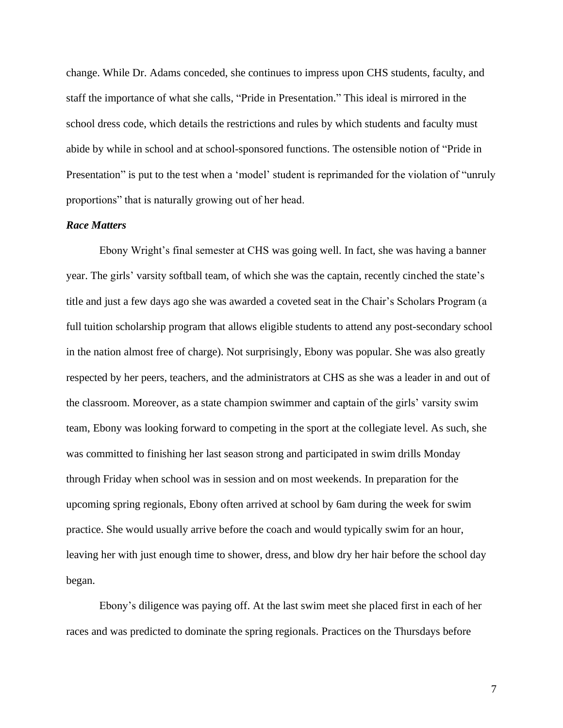change. While Dr. Adams conceded, she continues to impress upon CHS students, faculty, and staff the importance of what she calls, "Pride in Presentation." This ideal is mirrored in the school dress code, which details the restrictions and rules by which students and faculty must abide by while in school and at school-sponsored functions. The ostensible notion of "Pride in Presentation" is put to the test when a 'model' student is reprimanded for the violation of "unruly proportions" that is naturally growing out of her head.

### *Race Matters*

Ebony Wright's final semester at CHS was going well. In fact, she was having a banner year. The girls' varsity softball team, of which she was the captain, recently cinched the state's title and just a few days ago she was awarded a coveted seat in the Chair's Scholars Program (a full tuition scholarship program that allows eligible students to attend any post-secondary school in the nation almost free of charge). Not surprisingly, Ebony was popular. She was also greatly respected by her peers, teachers, and the administrators at CHS as she was a leader in and out of the classroom. Moreover, as a state champion swimmer and captain of the girls' varsity swim team, Ebony was looking forward to competing in the sport at the collegiate level. As such, she was committed to finishing her last season strong and participated in swim drills Monday through Friday when school was in session and on most weekends. In preparation for the upcoming spring regionals, Ebony often arrived at school by 6am during the week for swim practice. She would usually arrive before the coach and would typically swim for an hour, leaving her with just enough time to shower, dress, and blow dry her hair before the school day began.

Ebony's diligence was paying off. At the last swim meet she placed first in each of her races and was predicted to dominate the spring regionals. Practices on the Thursdays before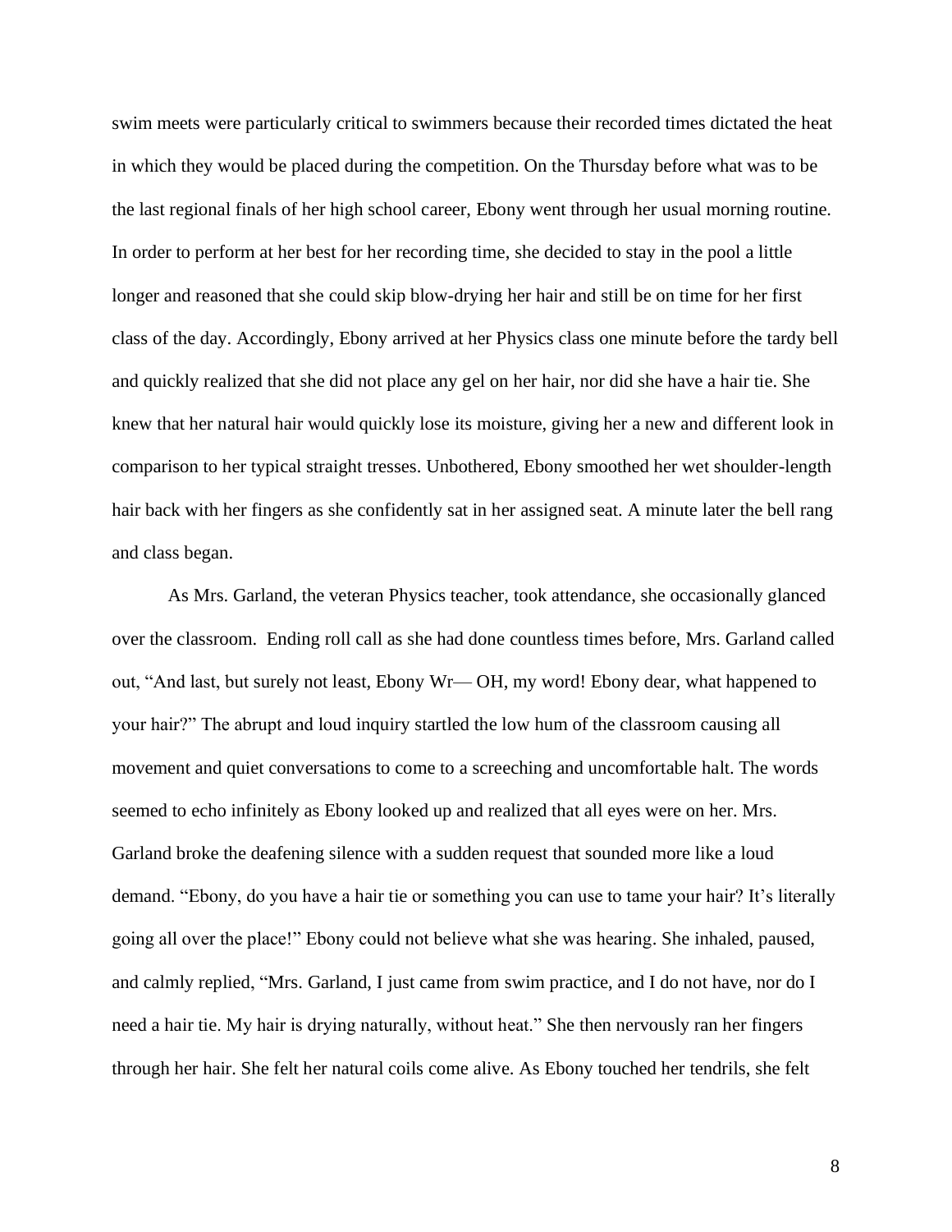swim meets were particularly critical to swimmers because their recorded times dictated the heat in which they would be placed during the competition. On the Thursday before what was to be the last regional finals of her high school career, Ebony went through her usual morning routine. In order to perform at her best for her recording time, she decided to stay in the pool a little longer and reasoned that she could skip blow-drying her hair and still be on time for her first class of the day. Accordingly, Ebony arrived at her Physics class one minute before the tardy bell and quickly realized that she did not place any gel on her hair, nor did she have a hair tie. She knew that her natural hair would quickly lose its moisture, giving her a new and different look in comparison to her typical straight tresses. Unbothered, Ebony smoothed her wet shoulder-length hair back with her fingers as she confidently sat in her assigned seat. A minute later the bell rang and class began.

As Mrs. Garland, the veteran Physics teacher, took attendance, she occasionally glanced over the classroom. Ending roll call as she had done countless times before, Mrs. Garland called out, "And last, but surely not least, Ebony Wr— OH, my word! Ebony dear, what happened to your hair?" The abrupt and loud inquiry startled the low hum of the classroom causing all movement and quiet conversations to come to a screeching and uncomfortable halt. The words seemed to echo infinitely as Ebony looked up and realized that all eyes were on her. Mrs. Garland broke the deafening silence with a sudden request that sounded more like a loud demand. "Ebony, do you have a hair tie or something you can use to tame your hair? It's literally going all over the place!" Ebony could not believe what she was hearing. She inhaled, paused, and calmly replied, "Mrs. Garland, I just came from swim practice, and I do not have, nor do I need a hair tie. My hair is drying naturally, without heat." She then nervously ran her fingers through her hair. She felt her natural coils come alive. As Ebony touched her tendrils, she felt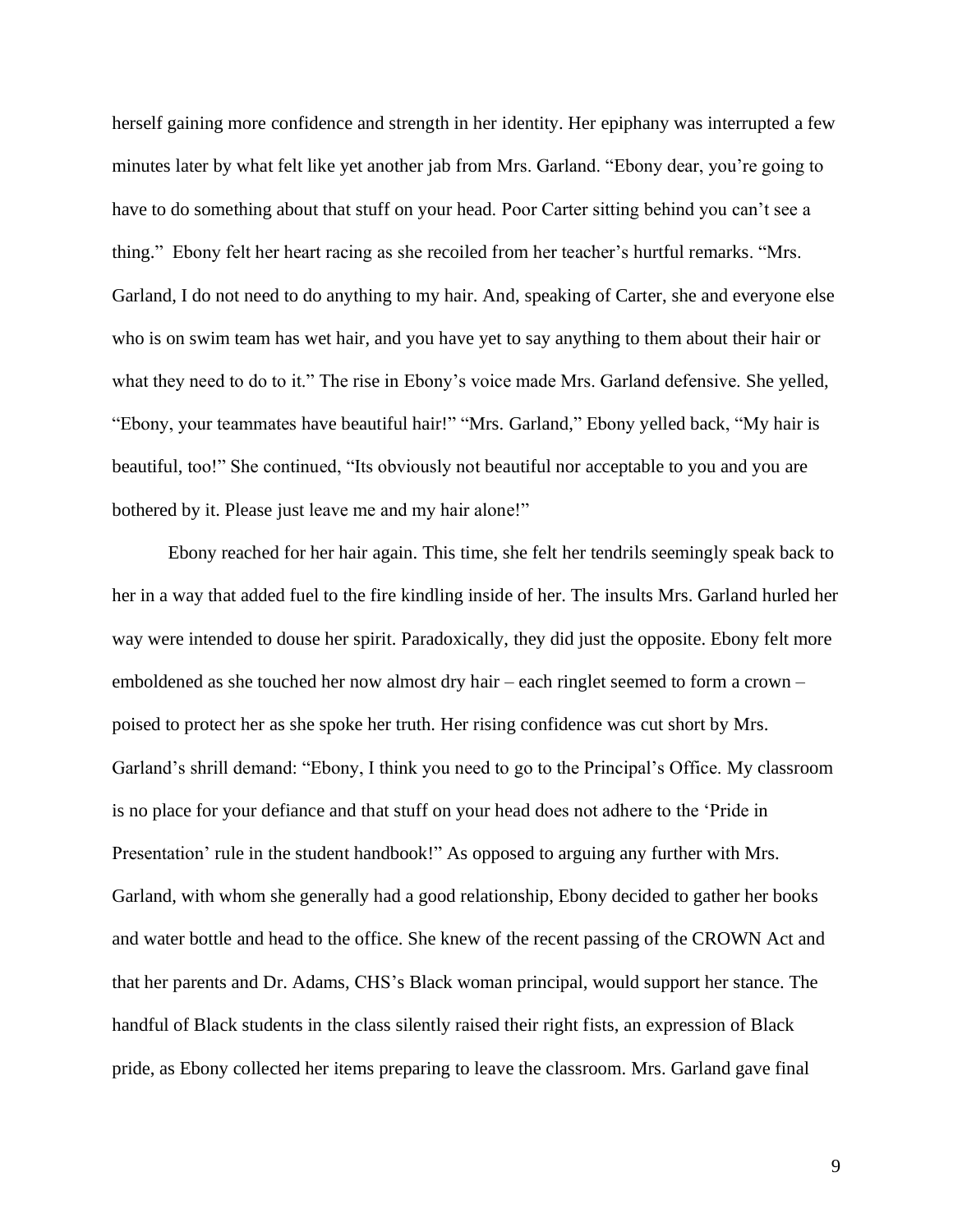herself gaining more confidence and strength in her identity. Her epiphany was interrupted a few minutes later by what felt like yet another jab from Mrs. Garland. "Ebony dear, you're going to have to do something about that stuff on your head. Poor Carter sitting behind you can't see a thing." Ebony felt her heart racing as she recoiled from her teacher's hurtful remarks. "Mrs. Garland, I do not need to do anything to my hair. And, speaking of Carter, she and everyone else who is on swim team has wet hair, and you have yet to say anything to them about their hair or what they need to do to it." The rise in Ebony's voice made Mrs. Garland defensive. She yelled, "Ebony, your teammates have beautiful hair!" "Mrs. Garland," Ebony yelled back, "My hair is beautiful, too!" She continued, "Its obviously not beautiful nor acceptable to you and you are bothered by it. Please just leave me and my hair alone!"

Ebony reached for her hair again. This time, she felt her tendrils seemingly speak back to her in a way that added fuel to the fire kindling inside of her. The insults Mrs. Garland hurled her way were intended to douse her spirit. Paradoxically, they did just the opposite. Ebony felt more emboldened as she touched her now almost dry hair – each ringlet seemed to form a crown – poised to protect her as she spoke her truth. Her rising confidence was cut short by Mrs. Garland's shrill demand: "Ebony, I think you need to go to the Principal's Office. My classroom is no place for your defiance and that stuff on your head does not adhere to the 'Pride in Presentation' rule in the student handbook!" As opposed to arguing any further with Mrs. Garland, with whom she generally had a good relationship, Ebony decided to gather her books and water bottle and head to the office. She knew of the recent passing of the CROWN Act and that her parents and Dr. Adams, CHS's Black woman principal, would support her stance. The handful of Black students in the class silently raised their right fists, an expression of Black pride, as Ebony collected her items preparing to leave the classroom. Mrs. Garland gave final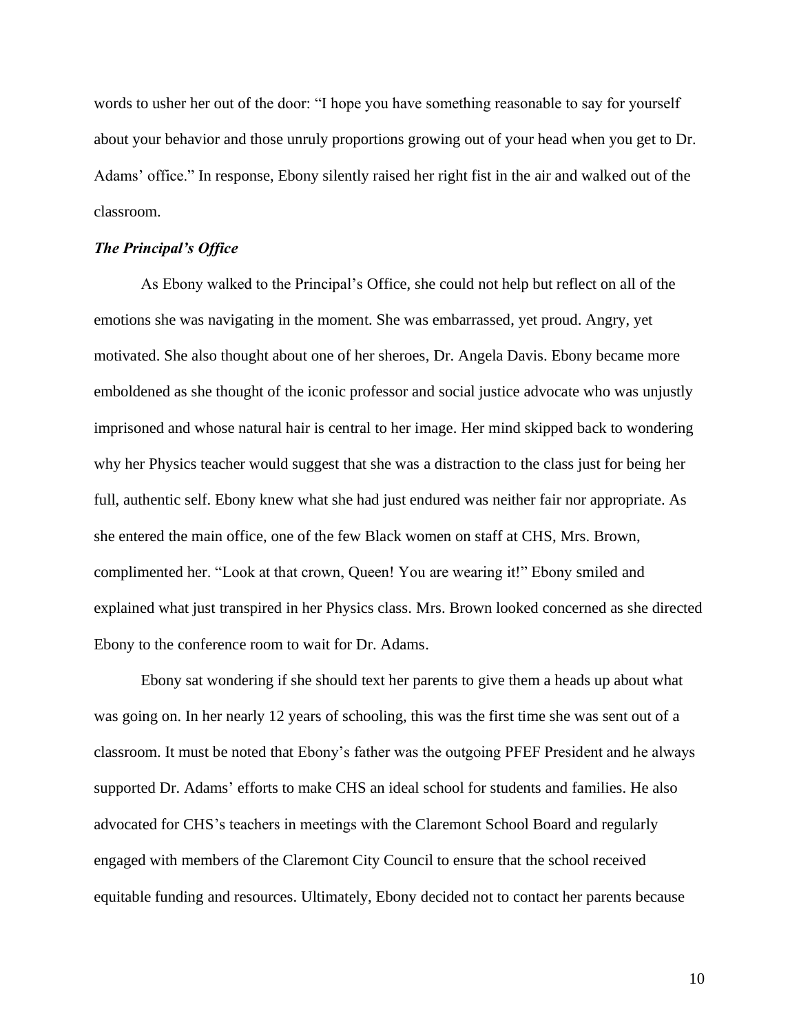words to usher her out of the door: "I hope you have something reasonable to say for yourself about your behavior and those unruly proportions growing out of your head when you get to Dr. Adams' office." In response, Ebony silently raised her right fist in the air and walked out of the classroom.

***The Principal's Office***

As Ebony walked to the Principal's Office, she could not help but reflect on all of the emotions she was navigating in the moment. She was embarrassed, yet proud. Angry, yet motivated. She also thought about one of her sheroes, Dr. Angela Davis. Ebony became more emboldened as she thought of the iconic professor and social justice advocate who was unjustly imprisoned and whose natural hair is central to her image. Her mind skipped back to wondering why her Physics teacher would suggest that she was a distraction to the class just for being her full, authentic self. Ebony knew what she had just endured was neither fair nor appropriate. As she entered the main office, one of the few Black women on staff at CHS, Mrs. Brown, complimented her. "Look at that crown, Queen! You are wearing it!" Ebony smiled and explained what just transpired in her Physics class. Mrs. Brown looked concerned as she directed Ebony to the conference room to wait for Dr. Adams.

Ebony sat wondering if she should text her parents to give them a heads up about what was going on. In her nearly 12 years of schooling, this was the first time she was sent out of a classroom. It must be noted that Ebony's father was the outgoing PFEF President and he always supported Dr. Adams' efforts to make CHS an ideal school for students and families. He also advocated for CHS's teachers in meetings with the Claremont School Board and regularly engaged with members of the Claremont City Council to ensure that the school received equitable funding and resources. Ultimately, Ebony decided not to contact her parents because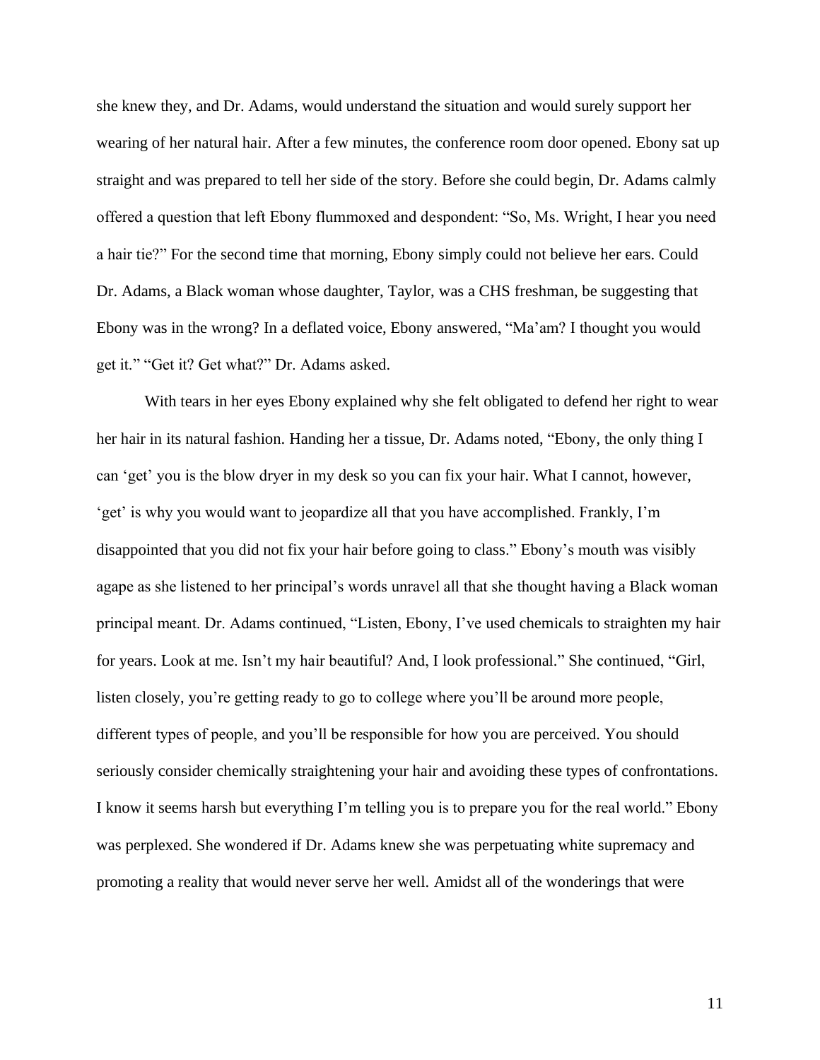she knew they, and Dr. Adams, would understand the situation and would surely support her wearing of her natural hair. After a few minutes, the conference room door opened. Ebony sat up straight and was prepared to tell her side of the story. Before she could begin, Dr. Adams calmly offered a question that left Ebony flummoxed and despondent: "So, Ms. Wright, I hear you need a hair tie?" For the second time that morning, Ebony simply could not believe her ears. Could Dr. Adams, a Black woman whose daughter, Taylor, was a CHS freshman, be suggesting that Ebony was in the wrong? In a deflated voice, Ebony answered, "Ma'am? I thought you would get it." "Get it? Get what?" Dr. Adams asked.

With tears in her eyes Ebony explained why she felt obligated to defend her right to wear her hair in its natural fashion. Handing her a tissue, Dr. Adams noted, "Ebony, the only thing I can 'get' you is the blow dryer in my desk so you can fix your hair. What I cannot, however, 'get' is why you would want to jeopardize all that you have accomplished. Frankly, I'm disappointed that you did not fix your hair before going to class." Ebony's mouth was visibly agape as she listened to her principal's words unravel all that she thought having a Black woman principal meant. Dr. Adams continued, "Listen, Ebony, I've used chemicals to straighten my hair for years. Look at me. Isn't my hair beautiful? And, I look professional." She continued, "Girl, listen closely, you're getting ready to go to college where you'll be around more people, different types of people, and you'll be responsible for how you are perceived. You should seriously consider chemically straightening your hair and avoiding these types of confrontations. I know it seems harsh but everything I'm telling you is to prepare you for the real world." Ebony was perplexed. She wondered if Dr. Adams knew she was perpetuating white supremacy and promoting a reality that would never serve her well. Amidst all of the wonderings that were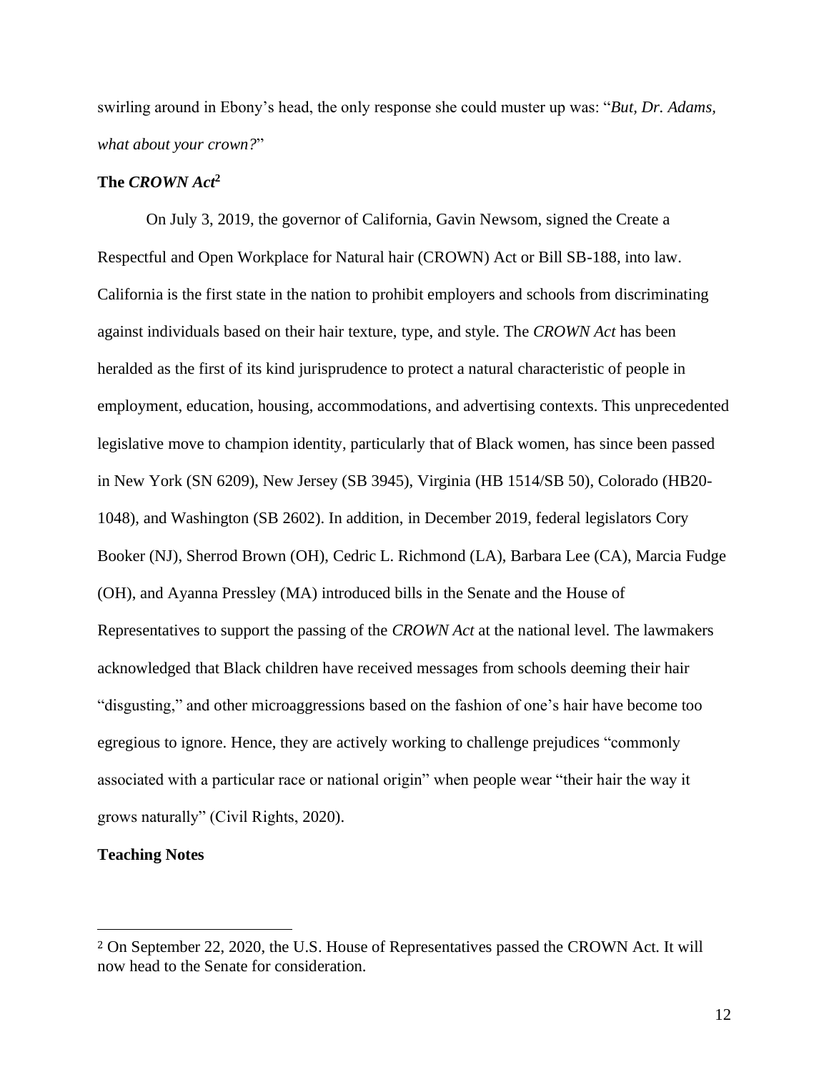swirling around in Ebony's head, the only response she could muster up was: "*But, Dr. Adams, what about your crown?*"

**The *CROWN Act*[2]**

On July 3, 2019, the governor of California, Gavin Newsom, signed the Create a Respectful and Open Workplace for Natural hair (CROWN) Act or Bill SB-188, into law. California is the first state in the nation to prohibit employers and schools from discriminating against individuals based on their hair texture, type, and style. The *CROWN Act* has been heralded as the first of its kind jurisprudence to protect a natural characteristic of people in employment, education, housing, accommodations, and advertising contexts. This unprecedented legislative move to champion identity, particularly that of Black women, has since been passed in New York (SN 6209), New Jersey (SB 3945), Virginia (HB 1514/SB 50), Colorado (HB20-1048), and Washington (SB 2602). In addition, in December 2019, federal legislators Cory Booker (NJ), Sherrod Brown (OH), Cedric L. Richmond (LA), Barbara Lee (CA), Marcia Fudge (OH), and Ayanna Pressley (MA) introduced bills in the Senate and the House of Representatives to support the passing of the *CROWN Act* at the national level. The lawmakers acknowledged that Black children have received messages from schools deeming their hair "disgusting," and other microaggressions based on the fashion of one's hair have become too egregious to ignore. Hence, they are actively working to challenge prejudices "commonly associated with a particular race or national origin" when people wear "their hair the way it grows naturally" (Civil Rights, 2020).

**Teaching Notes**

---

[2] On September 22, 2020, the U.S. House of Representatives passed the CROWN Act. It will now head to the Senate for consideration.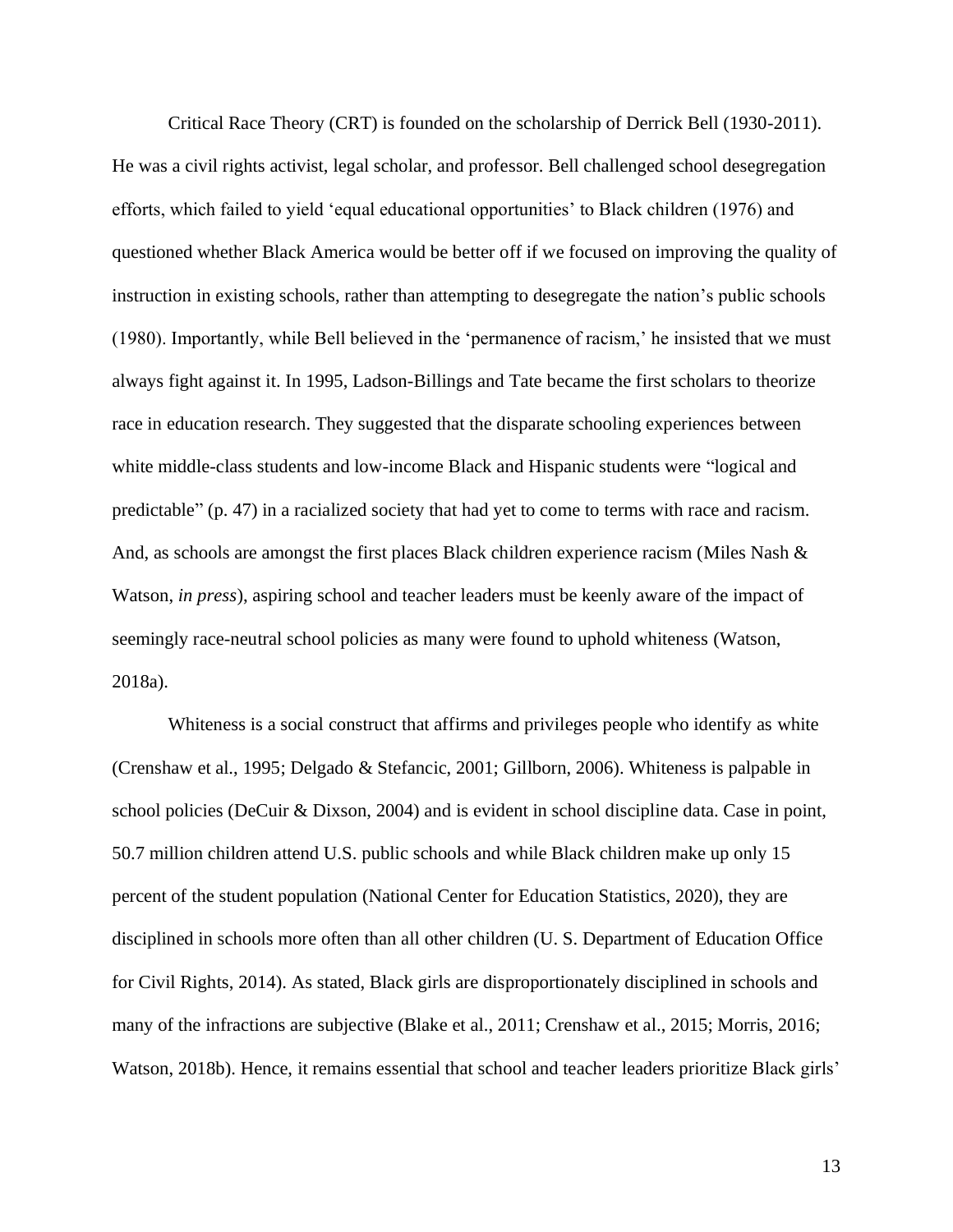Critical Race Theory (CRT) is founded on the scholarship of Derrick Bell (1930-2011). He was a civil rights activist, legal scholar, and professor. Bell challenged school desegregation efforts, which failed to yield 'equal educational opportunities' to Black children (1976) and questioned whether Black America would be better off if we focused on improving the quality of instruction in existing schools, rather than attempting to desegregate the nation's public schools (1980). Importantly, while Bell believed in the 'permanence of racism,' he insisted that we must always fight against it. In 1995, Ladson-Billings and Tate became the first scholars to theorize race in education research. They suggested that the disparate schooling experiences between white middle-class students and low-income Black and Hispanic students were "logical and predictable" (p. 47) in a racialized society that had yet to come to terms with race and racism. And, as schools are amongst the first places Black children experience racism (Miles Nash & Watson, *in press*), aspiring school and teacher leaders must be keenly aware of the impact of seemingly race-neutral school policies as many were found to uphold whiteness (Watson, 2018a).

Whiteness is a social construct that affirms and privileges people who identify as white (Crenshaw et al., 1995; Delgado & Stefancic, 2001; Gillborn, 2006). Whiteness is palpable in school policies (DeCuir & Dixson, 2004) and is evident in school discipline data. Case in point, 50.7 million children attend U.S. public schools and while Black children make up only 15 percent of the student population (National Center for Education Statistics, 2020), they are disciplined in schools more often than all other children (U. S. Department of Education Office for Civil Rights, 2014). As stated, Black girls are disproportionately disciplined in schools and many of the infractions are subjective (Blake et al., 2011; Crenshaw et al., 2015; Morris, 2016; Watson, 2018b). Hence, it remains essential that school and teacher leaders prioritize Black girls'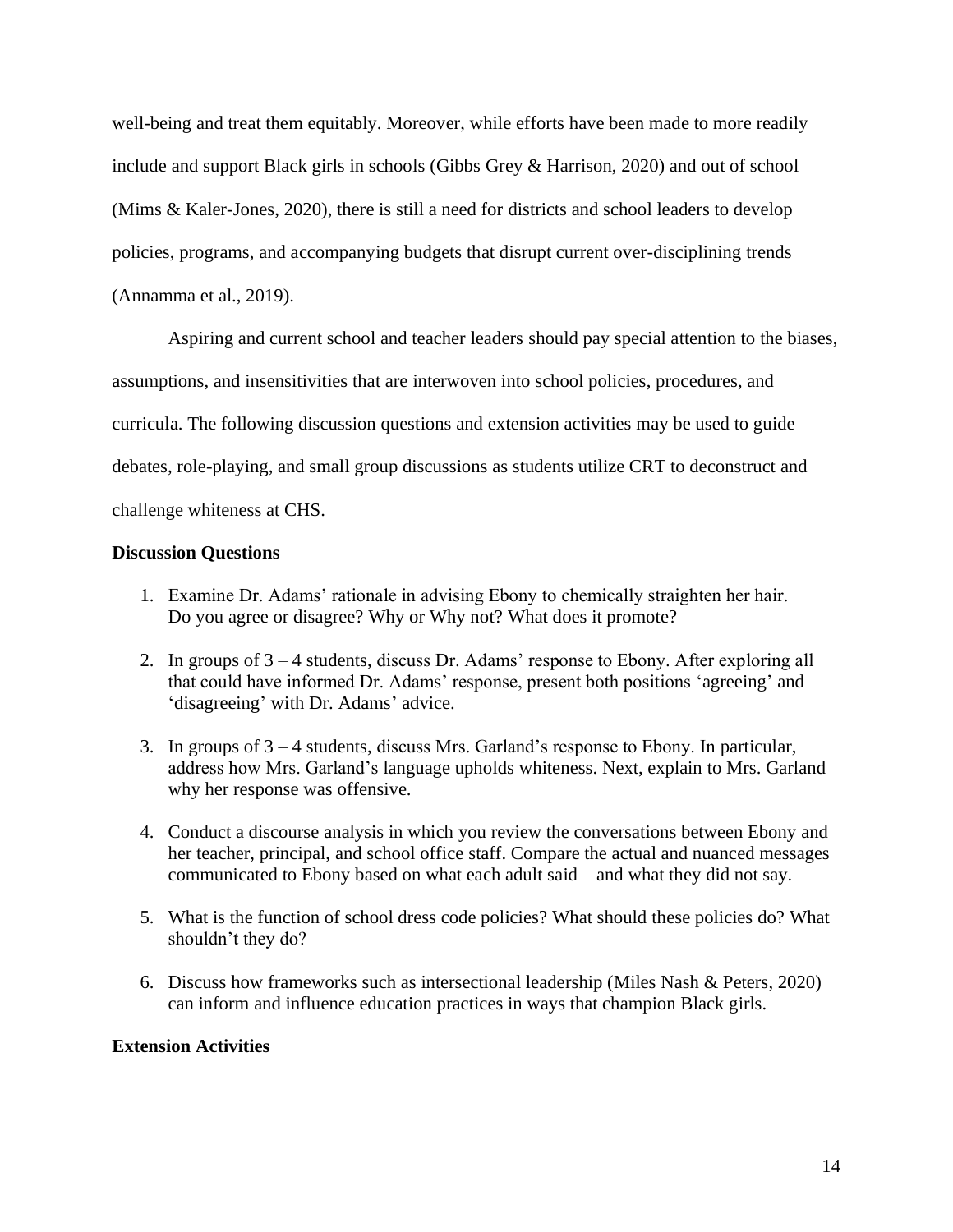well-being and treat them equitably. Moreover, while efforts have been made to more readily include and support Black girls in schools (Gibbs Grey & Harrison, 2020) and out of school (Mims & Kaler-Jones, 2020), there is still a need for districts and school leaders to develop policies, programs, and accompanying budgets that disrupt current over-disciplining trends (Annamma et al., 2019).

Aspiring and current school and teacher leaders should pay special attention to the biases, assumptions, and insensitivities that are interwoven into school policies, procedures, and curricula. The following discussion questions and extension activities may be used to guide debates, role-playing, and small group discussions as students utilize CRT to deconstruct and challenge whiteness at CHS.

**Discussion Questions**

1. Examine Dr. Adams' rationale in advising Ebony to chemically straighten her hair. Do you agree or disagree? Why or Why not? What does it promote?
2. In groups of 3 – 4 students, discuss Dr. Adams' response to Ebony. After exploring all that could have informed Dr. Adams' response, present both positions 'agreeing' and 'disagreeing' with Dr. Adams' advice.
3. In groups of 3 – 4 students, discuss Mrs. Garland's response to Ebony. In particular, address how Mrs. Garland's language upholds whiteness. Next, explain to Mrs. Garland why her response was offensive.
4. Conduct a discourse analysis in which you review the conversations between Ebony and her teacher, principal, and school office staff. Compare the actual and nuanced messages communicated to Ebony based on what each adult said – and what they did not say.
5. What is the function of school dress code policies? What should these policies do? What shouldn't they do?
6. Discuss how frameworks such as intersectional leadership (Miles Nash & Peters, 2020) can inform and influence education practices in ways that champion Black girls.

**Extension Activities**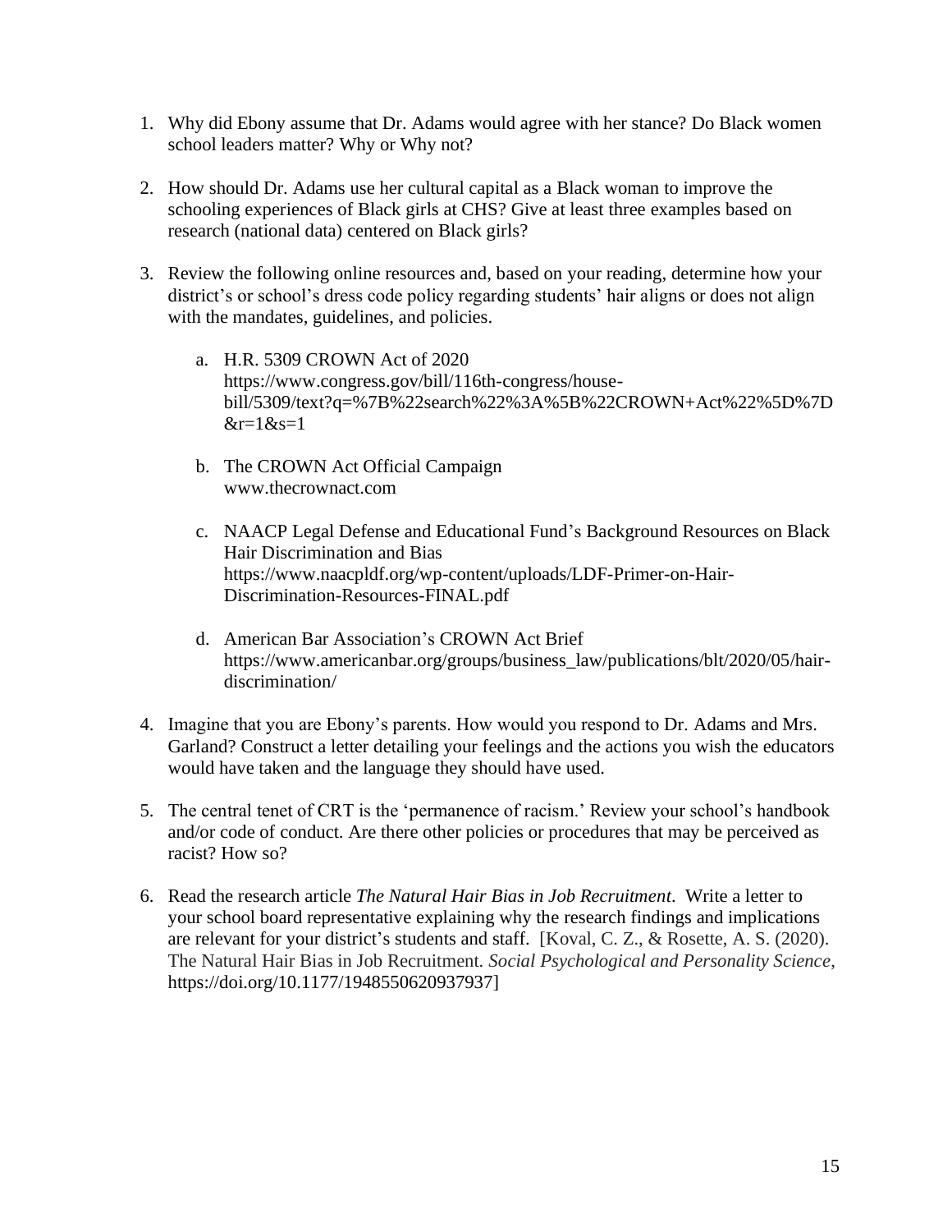1. Why did Ebony assume that Dr. Adams would agree with her stance? Do Black women school leaders matter? Why or Why not?

2. How should Dr. Adams use her cultural capital as a Black woman to improve the schooling experiences of Black girls at CHS? Give at least three examples based on research (national data) centered on Black girls?

3. Review the following online resources and, based on your reading, determine how your district's or school's dress code policy regarding students' hair aligns or does not align with the mandates, guidelines, and policies.

   a. H.R. 5309 CROWN Act of 2020
   https://www.congress.gov/bill/116th-congress/house-bill/5309/text?q=%7B%22search%22%3A%5B%22CROWN+Act%22%5D%7D&r=1&s=1

   b. The CROWN Act Official Campaign
   www.thecrownact.com

   c. NAACP Legal Defense and Educational Fund's Background Resources on Black Hair Discrimination and Bias
   https://www.naacpldf.org/wp-content/uploads/LDF-Primer-on-Hair-Discrimination-Resources-FINAL.pdf

   d. American Bar Association's CROWN Act Brief
   https://www.americanbar.org/groups/business_law/publications/blt/2020/05/hair-discrimination/

4. Imagine that you are Ebony's parents. How would you respond to Dr. Adams and Mrs. Garland? Construct a letter detailing your feelings and the actions you wish the educators would have taken and the language they should have used.

5. The central tenet of CRT is the 'permanence of racism.' Review your school's handbook and/or code of conduct. Are there other policies or procedures that may be perceived as racist? How so?

6. Read the research article *The Natural Hair Bias in Job Recruitment*. Write a letter to your school board representative explaining why the research findings and implications are relevant for your district's students and staff. [Koval, C. Z., & Rosette, A. S. (2020). The Natural Hair Bias in Job Recruitment. *Social Psychological and Personality Science*, https://doi.org/10.1177/1948550620937937]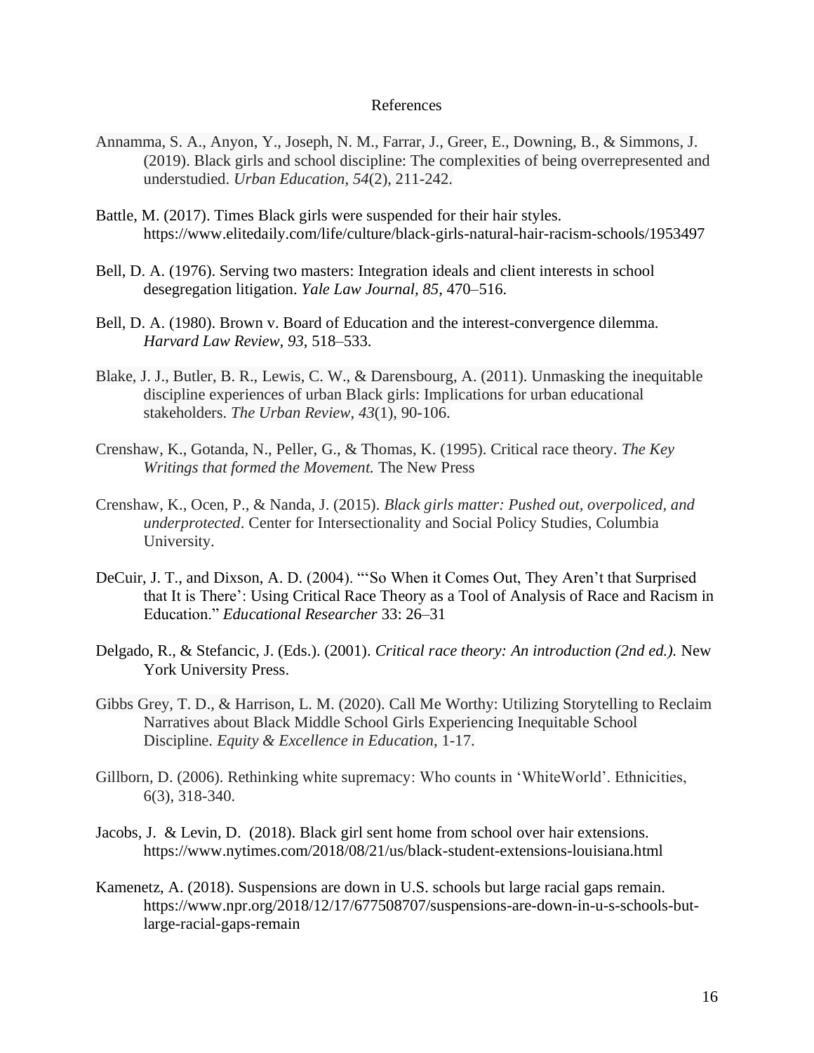# References

Annamma, S. A., Anyon, Y., Joseph, N. M., Farrar, J., Greer, E., Downing, B., & Simmons, J. (2019). Black girls and school discipline: The complexities of being overrepresented and understudied. *Urban Education*, *54*(2), 211-242.

Battle, M. (2017). Times Black girls were suspended for their hair styles. https://www.elitedaily.com/life/culture/black-girls-natural-hair-racism-schools/1953497

Bell, D. A. (1976). Serving two masters: Integration ideals and client interests in school desegregation litigation. *Yale Law Journal, 85*, 470–516.

Bell, D. A. (1980). Brown v. Board of Education and the interest-convergence dilemma. *Harvard Law Review*, *93*, 518–533.

Blake, J. J., Butler, B. R., Lewis, C. W., & Darensbourg, A. (2011). Unmasking the inequitable discipline experiences of urban Black girls: Implications for urban educational stakeholders. *The Urban Review*, *43*(1), 90-106.

Crenshaw, K., Gotanda, N., Peller, G., & Thomas, K. (1995). Critical race theory. *The Key Writings that formed the Movement.* The New Press

Crenshaw, K., Ocen, P., & Nanda, J. (2015). *Black girls matter: Pushed out, overpoliced, and underprotected*. Center for Intersectionality and Social Policy Studies, Columbia University.

DeCuir, J. T., and Dixson, A. D. (2004). "'So When it Comes Out, They Aren't that Surprised that It is There': Using Critical Race Theory as a Tool of Analysis of Race and Racism in Education." *Educational Researcher* 33: 26–31

Delgado, R., & Stefancic, J. (Eds.). (2001). *Critical race theory: An introduction (2nd ed.).* New York University Press.

Gibbs Grey, T. D., & Harrison, L. M. (2020). Call Me Worthy: Utilizing Storytelling to Reclaim Narratives about Black Middle School Girls Experiencing Inequitable School Discipline. *Equity & Excellence in Education*, 1-17.

Gillborn, D. (2006). Rethinking white supremacy: Who counts in 'WhiteWorld'. Ethnicities, 6(3), 318-340.

Jacobs, J. & Levin, D. (2018). Black girl sent home from school over hair extensions. https://www.nytimes.com/2018/08/21/us/black-student-extensions-louisiana.html

Kamenetz, A. (2018). Suspensions are down in U.S. schools but large racial gaps remain. https://www.npr.org/2018/12/17/677508707/suspensions-are-down-in-u-s-schools-but-large-racial-gaps-remain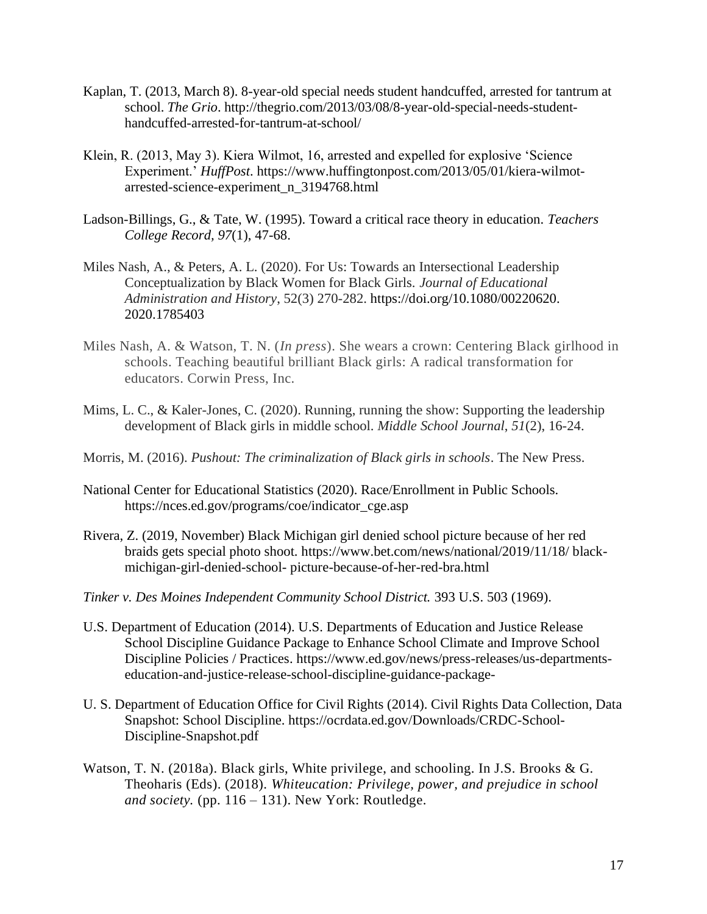Kaplan, T. (2013, March 8). 8-year-old special needs student handcuffed, arrested for tantrum at school. *The Grio*. http://thegrio.com/2013/03/08/8-year-old-special-needs-student-handcuffed-arrested-for-tantrum-at-school/

Klein, R. (2013, May 3). Kiera Wilmot, 16, arrested and expelled for explosive 'Science Experiment.' *HuffPost*. https://www.huffingtonpost.com/2013/05/01/kiera-wilmot-arrested-science-experiment_n_3194768.html

Ladson-Billings, G., & Tate, W. (1995). Toward a critical race theory in education. *Teachers College Record, 97*(1), 47-68.

Miles Nash, A., & Peters, A. L. (2020). For Us: Towards an Intersectional Leadership Conceptualization by Black Women for Black Girls. *Journal of Educational Administration and History*, 52(3) 270-282. https://doi.org/10.1080/00220620.2020.1785403

Miles Nash, A. & Watson, T. N. (*In press*). She wears a crown: Centering Black girlhood in schools. Teaching beautiful brilliant Black girls: A radical transformation for educators. Corwin Press, Inc.

Mims, L. C., & Kaler-Jones, C. (2020). Running, running the show: Supporting the leadership development of Black girls in middle school. *Middle School Journal*, *51*(2), 16-24.

Morris, M. (2016). *Pushout: The criminalization of Black girls in schools*. The New Press.

National Center for Educational Statistics (2020). Race/Enrollment in Public Schools. https://nces.ed.gov/programs/coe/indicator_cge.asp

Rivera, Z. (2019, November) Black Michigan girl denied school picture because of her red braids gets special photo shoot. https://www.bet.com/news/national/2019/11/18/ black-michigan-girl-denied-school- picture-because-of-her-red-bra.html

*Tinker v. Des Moines Independent Community School District.* 393 U.S. 503 (1969).

U.S. Department of Education (2014). U.S. Departments of Education and Justice Release School Discipline Guidance Package to Enhance School Climate and Improve School Discipline Policies / Practices. https://www.ed.gov/news/press-releases/us-departments-education-and-justice-release-school-discipline-guidance-package-

U. S. Department of Education Office for Civil Rights (2014). Civil Rights Data Collection, Data Snapshot: School Discipline. https://ocrdata.ed.gov/Downloads/CRDC-School-Discipline-Snapshot.pdf

Watson, T. N. (2018a). Black girls, White privilege, and schooling. In J.S. Brooks & G. Theoharis (Eds). (2018). *Whiteucation: Privilege, power, and prejudice in school and society.* (pp. 116 – 131). New York: Routledge.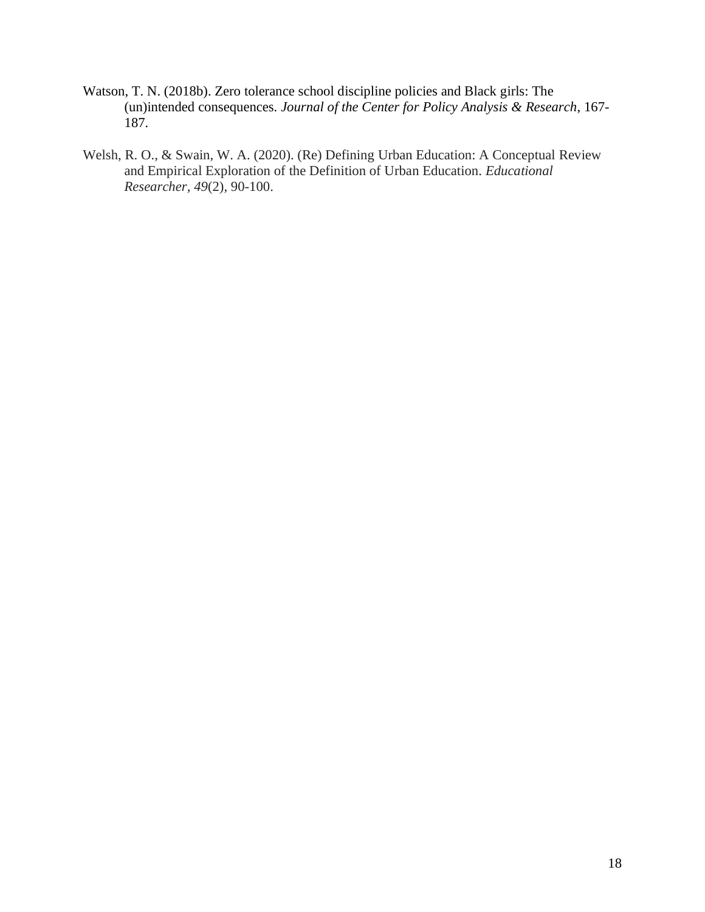Watson, T. N. (2018b). Zero tolerance school discipline policies and Black girls: The (un)intended consequences. *Journal of the Center for Policy Analysis & Research*, 167-187.

Welsh, R. O., & Swain, W. A. (2020). (Re) Defining Urban Education: A Conceptual Review and Empirical Exploration of the Definition of Urban Education. *Educational Researcher*, *49*(2), 90-100.